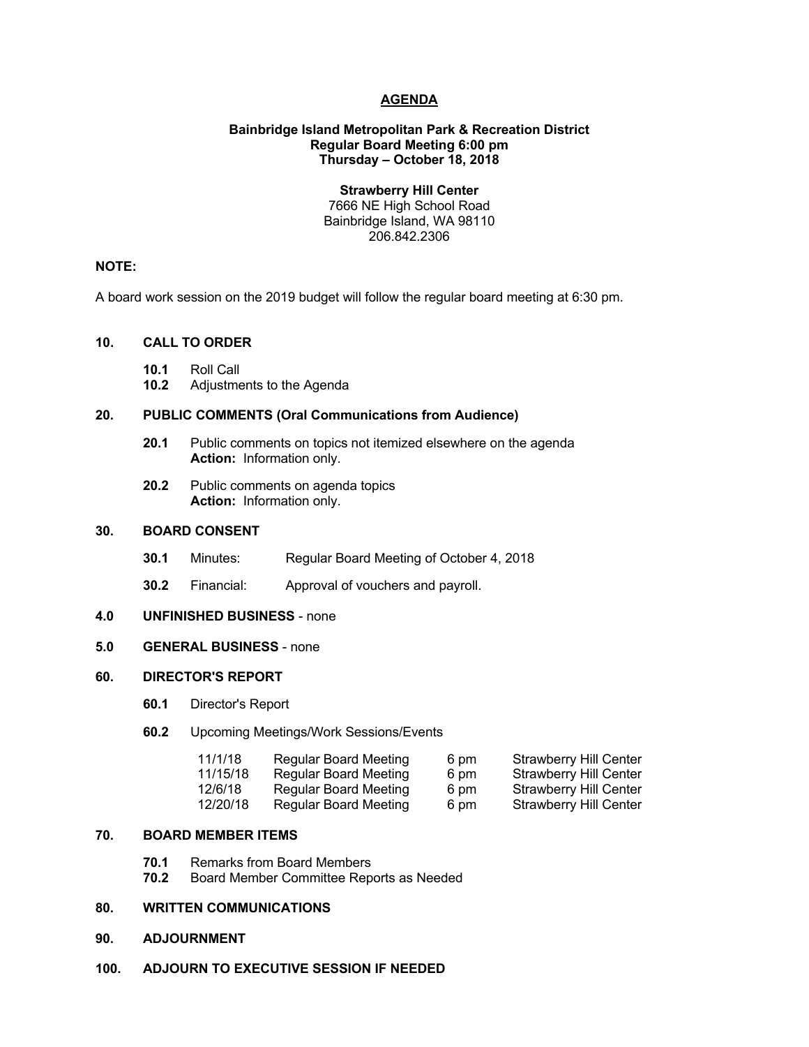# AGENDA

**Bainbridge Island Metropolitan Park & Recreation District**
**Regular Board Meeting 6:00 pm**
**Thursday – October 18, 2018**

**Strawberry Hill Center**
7666 NE High School Road
Bainbridge Island, WA 98110
206.842.2306

**NOTE:**

A board work session on the 2019 budget will follow the regular board meeting at 6:30 pm.

## 10. CALL TO ORDER

- **10.1** Roll Call
- **10.2** Adjustments to the Agenda

## 20. PUBLIC COMMENTS (Oral Communications from Audience)

- **20.1** Public comments on topics not itemized elsewhere on the agenda
  **Action:** Information only.
- **20.2** Public comments on agenda topics
  **Action:** Information only.

## 30. BOARD CONSENT

- **30.1** Minutes: Regular Board Meeting of October 4, 2018
- **30.2** Financial: Approval of vouchers and payroll.

## 4.0 UNFINISHED BUSINESS - none

## 5.0 GENERAL BUSINESS - none

## 60. DIRECTOR'S REPORT

- **60.1** Director's Report
- **60.2** Upcoming Meetings/Work Sessions/Events

| | | | |
|---|---|---|---|
| 11/1/18 | Regular Board Meeting | 6 pm | Strawberry Hill Center |
| 11/15/18 | Regular Board Meeting | 6 pm | Strawberry Hill Center |
| 12/6/18 | Regular Board Meeting | 6 pm | Strawberry Hill Center |
| 12/20/18 | Regular Board Meeting | 6 pm | Strawberry Hill Center |

## 70. BOARD MEMBER ITEMS

- **70.1** Remarks from Board Members
- **70.2** Board Member Committee Reports as Needed

## 80. WRITTEN COMMUNICATIONS

## 90. ADJOURNMENT

## 100. ADJOURN TO EXECUTIVE SESSION IF NEEDED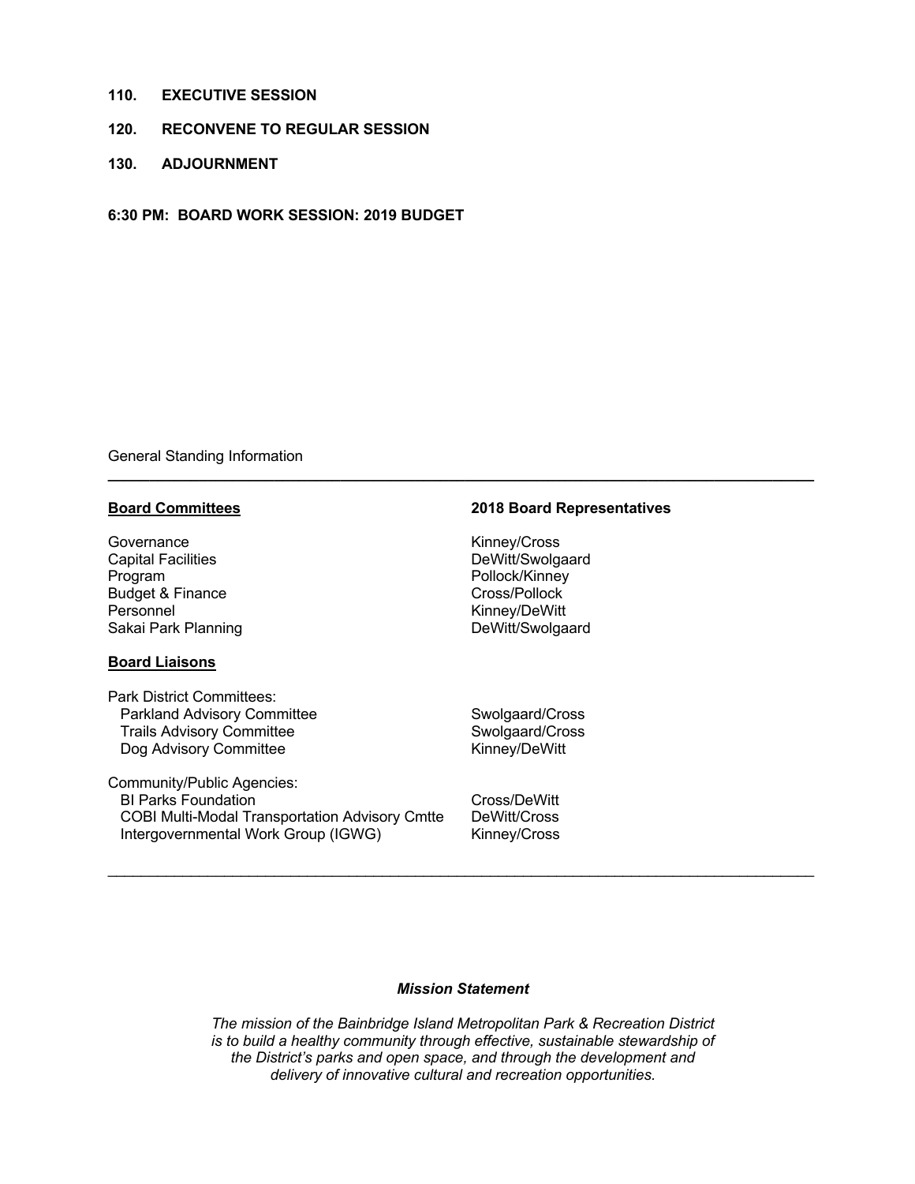**110. EXECUTIVE SESSION**

**120. RECONVENE TO REGULAR SESSION**

**130. ADJOURNMENT**

**6:30 PM: BOARD WORK SESSION: 2019 BUDGET**

General Standing Information

---

| **Board Committees** | **2018 Board Representatives** |
|---|---|
| Governance | Kinney/Cross |
| Capital Facilities | DeWitt/Swolgaard |
| Program | Pollock/Kinney |
| Budget & Finance | Cross/Pollock |
| Personnel | Kinney/DeWitt |
| Sakai Park Planning | DeWitt/Swolgaard |

**Board Liaisons**

| | |
|---|---|
| Park District Committees: | |
| Parkland Advisory Committee | Swolgaard/Cross |
| Trails Advisory Committee | Swolgaard/Cross |
| Dog Advisory Committee | Kinney/DeWitt |
| Community/Public Agencies: | |
| BI Parks Foundation | Cross/DeWitt |
| COBI Multi-Modal Transportation Advisory Cmtte | DeWitt/Cross |
| Intergovernmental Work Group (IGWG) | Kinney/Cross |

---

***Mission Statement***

*The mission of the Bainbridge Island Metropolitan Park & Recreation District is to build a healthy community through effective, sustainable stewardship of the District's parks and open space, and through the development and delivery of innovative cultural and recreation opportunities.*